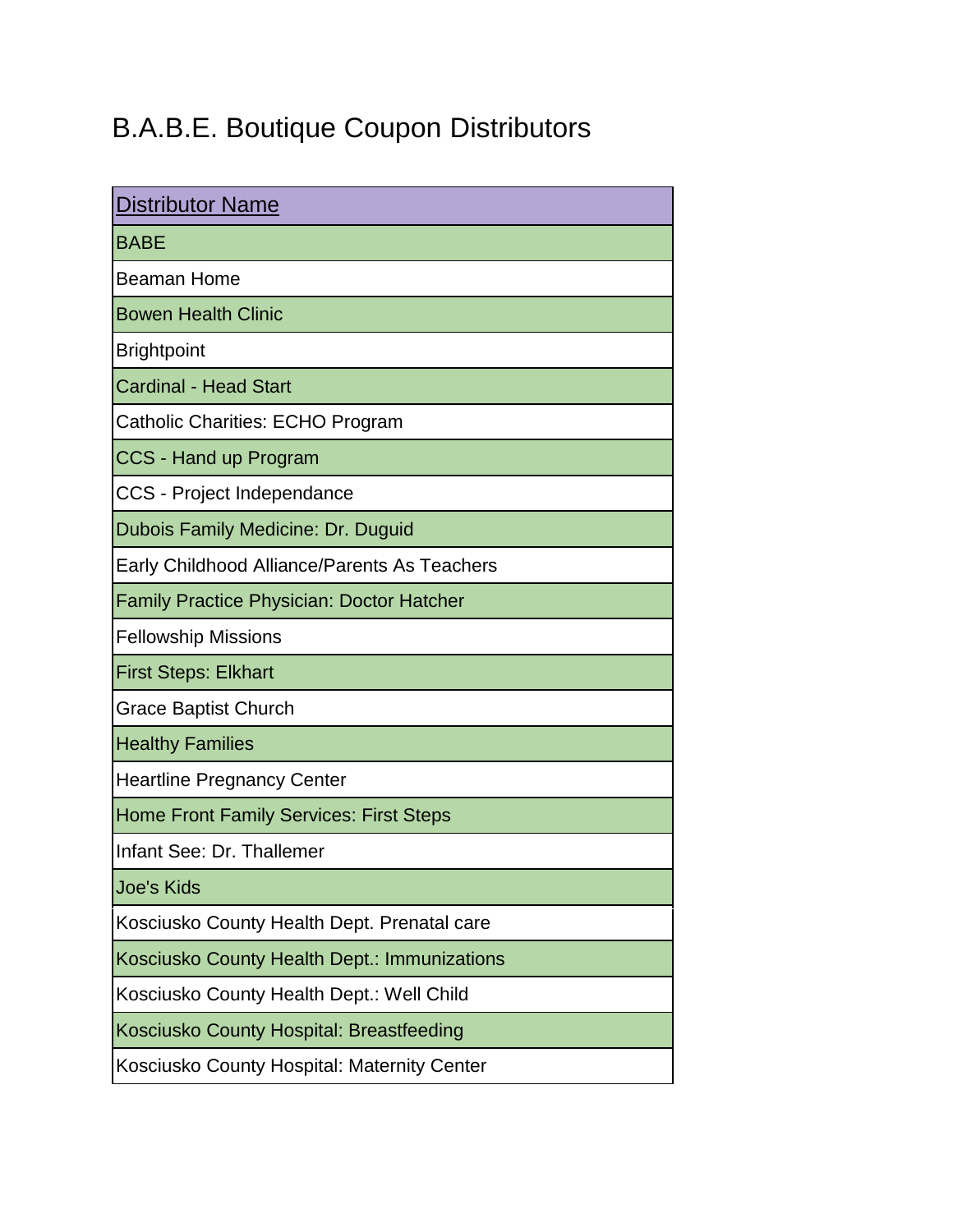# B.A.B.E. Boutique Coupon Distributors

| Distributor Name |
|---|
| BABE |
| Beaman Home |
| Bowen Health Clinic |
| Brightpoint |
| Cardinal - Head Start |
| Catholic Charities: ECHO Program |
| CCS - Hand up Program |
| CCS - Project Independance |
| Dubois Family Medicine: Dr. Duguid |
| Early Childhood Alliance/Parents As Teachers |
| Family Practice Physician: Doctor Hatcher |
| Fellowship Missions |
| First Steps: Elkhart |
| Grace Baptist Church |
| Healthy Families |
| Heartline Pregnancy Center |
| Home Front Family Services: First Steps |
| Infant See: Dr. Thallemer |
| Joe's Kids |
| Kosciusko County Health Dept. Prenatal care |
| Kosciusko County Health Dept.: Immunizations |
| Kosciusko County Health Dept.: Well Child |
| Kosciusko County Hospital: Breastfeeding |
| Kosciusko County Hospital: Maternity Center |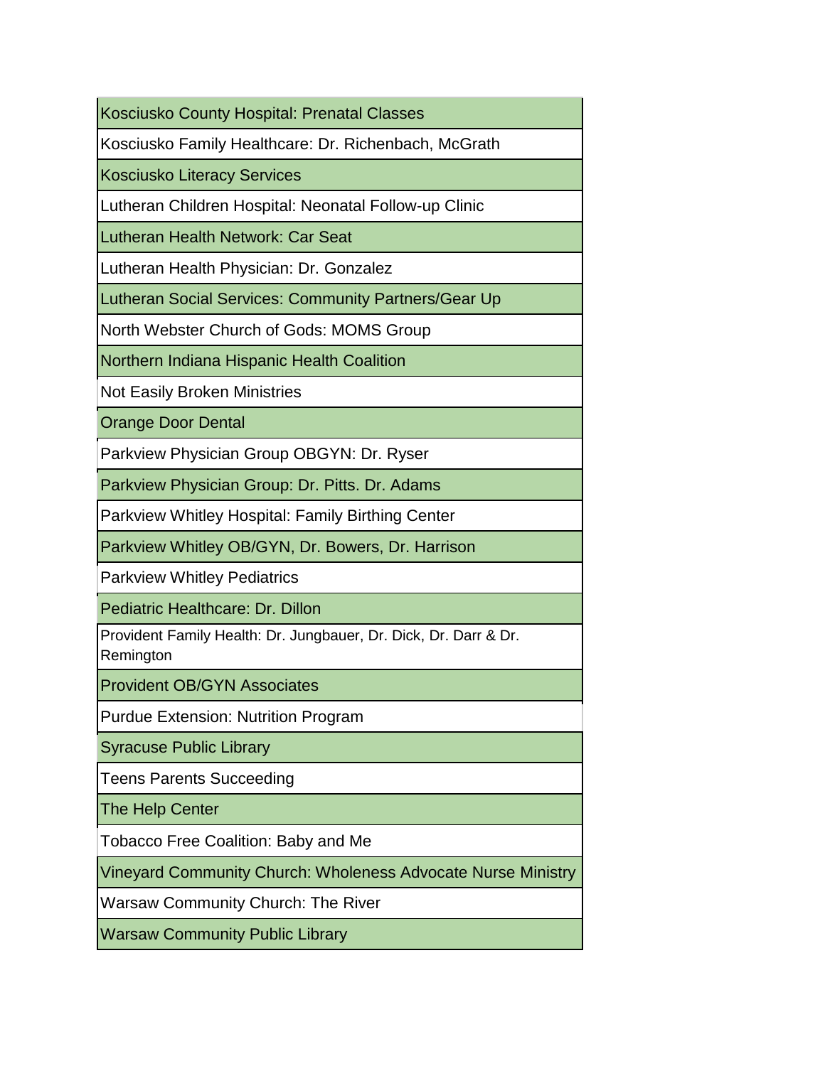| |
|---|
| Kosciusko County Hospital: Prenatal Classes |
| Kosciusko Family Healthcare: Dr. Richenbach, McGrath |
| Kosciusko Literacy Services |
| Lutheran Children Hospital: Neonatal Follow-up Clinic |
| Lutheran Health Network: Car Seat |
| Lutheran Health Physician: Dr. Gonzalez |
| Lutheran Social Services: Community Partners/Gear Up |
| North Webster Church of Gods: MOMS Group |
| Northern Indiana Hispanic Health Coalition |
| Not Easily Broken Ministries |
| Orange Door Dental |
| Parkview Physician Group OBGYN: Dr. Ryser |
| Parkview Physician Group: Dr. Pitts. Dr. Adams |
| Parkview Whitley Hospital: Family Birthing Center |
| Parkview Whitley OB/GYN, Dr. Bowers, Dr. Harrison |
| Parkview Whitley Pediatrics |
| Pediatric Healthcare: Dr. Dillon |
| Provident Family Health: Dr. Jungbauer, Dr. Dick, Dr. Darr & Dr. Remington |
| Provident OB/GYN Associates |
| Purdue Extension: Nutrition Program |
| Syracuse Public Library |
| Teens Parents Succeeding |
| The Help Center |
| Tobacco Free Coalition: Baby and Me |
| Vineyard Community Church: Wholeness Advocate Nurse Ministry |
| Warsaw Community Church: The River |
| Warsaw Community Public Library |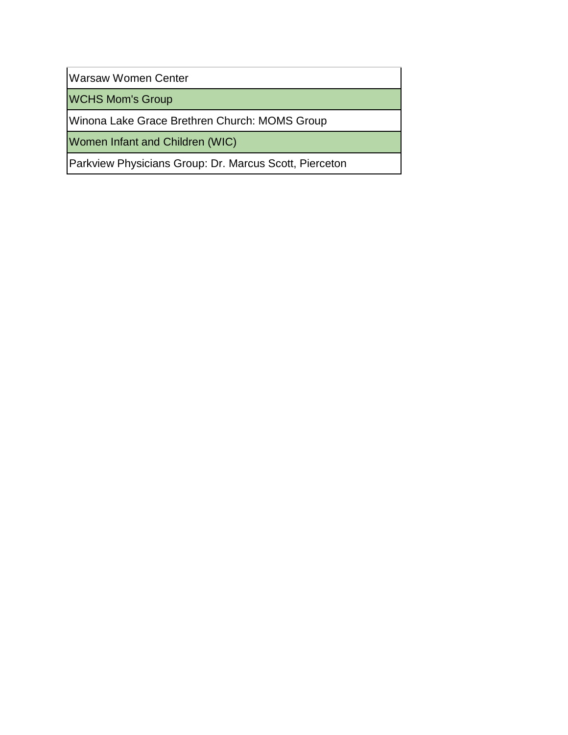| |
|---|
| Warsaw Women Center |
| WCHS Mom's Group |
| Winona Lake Grace Brethren Church: MOMS Group |
| Women Infant and Children (WIC) |
| Parkview Physicians Group: Dr. Marcus Scott, Pierceton |